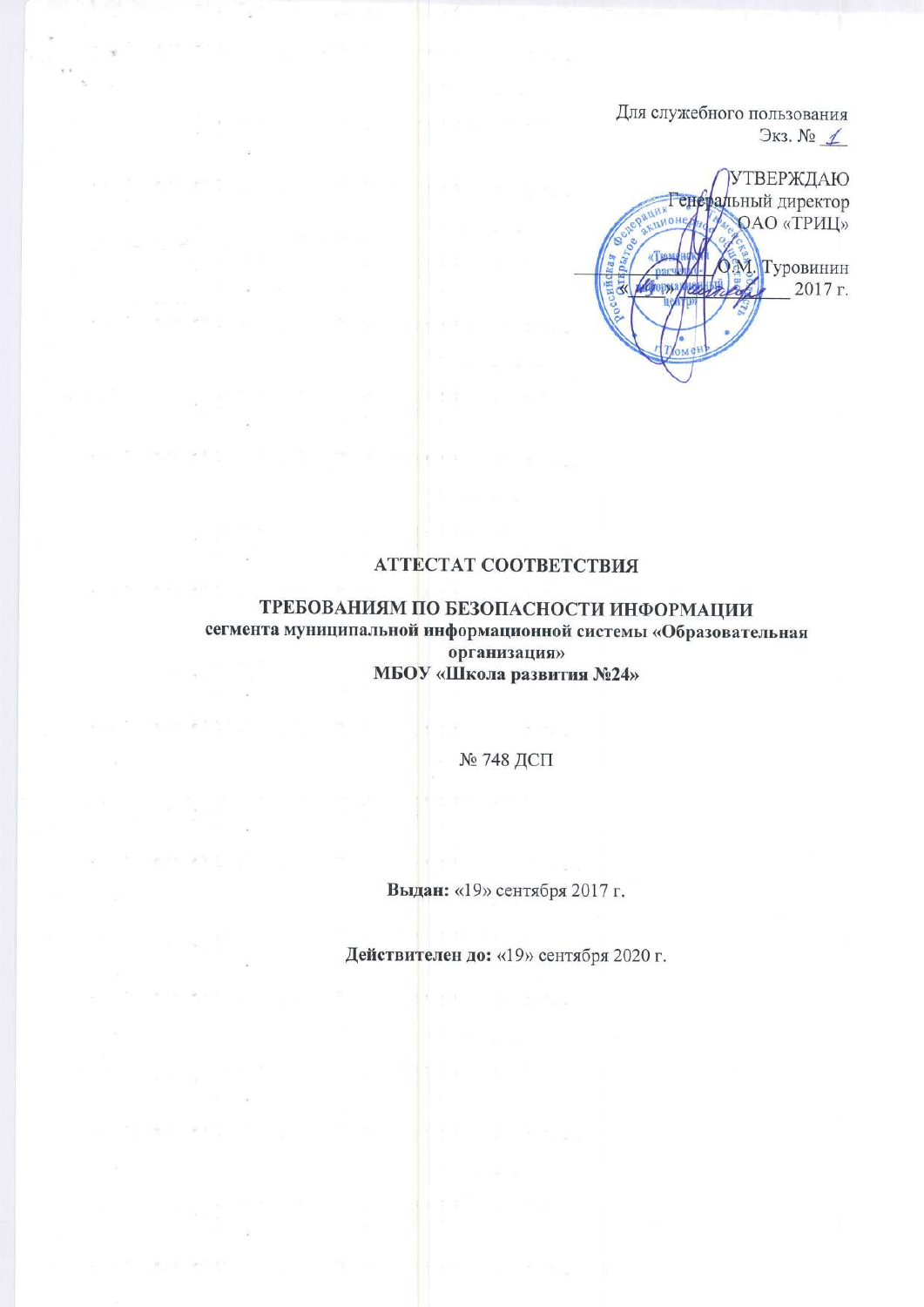Для служебного пользования
Экз. № 1

УТВЕРЖДАЮ
Генеральный директор
ОАО «ТРИЦ»

_____________ О.М. Туровинин
«___» __________ 2017 г.

# АТТЕСТАТ СООТВЕТСТВИЯ

## ТРЕБОВАНИЯМ ПО БЕЗОПАСНОСТИ ИНФОРМАЦИИ

**сегмента муниципальной информационной системы «Образовательная организация»**
**МБОУ «Школа развития №24»**

№ 748 ДСП

**Выдан:** «19» сентября 2017 г.

**Действителен до:** «19» сентября 2020 г.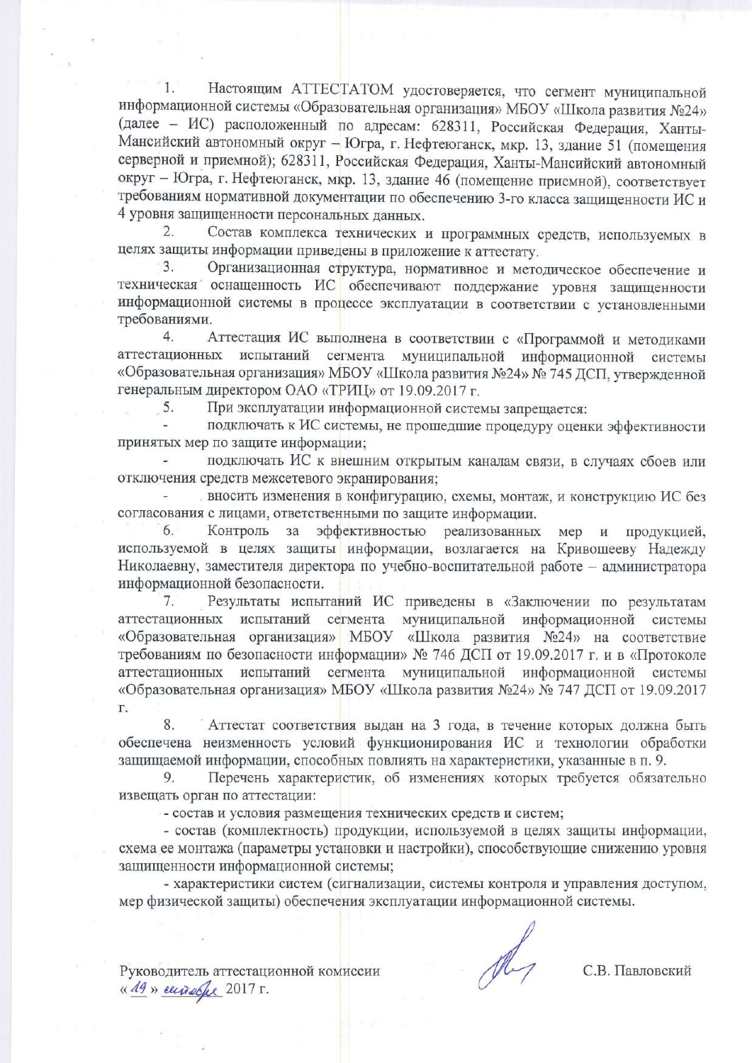1. Настоящим АТТЕСТАТОМ удостоверяется, что сегмент муниципальной информационной системы «Образовательная организация» МБОУ «Школа развития №24» (далее – ИС) расположенный по адресам: 628311, Российская Федерация, Ханты-Мансийский автономный округ – Югра, г. Нефтеюганск, мкр. 13, здание 51 (помещения серверной и приемной); 628311, Российская Федерация, Ханты-Мансийский автономный округ – Югра, г. Нефтеюганск, мкр. 13, здание 46 (помещение приемной), соответствует требованиям нормативной документации по обеспечению 3-го класса защищенности ИС и 4 уровня защищенности персональных данных.

2. Состав комплекса технических и программных средств, используемых в целях защиты информации приведены в приложение к аттестату.

3. Организационная структура, нормативное и методическое обеспечение и техническая оснащенность ИС обеспечивают поддержание уровня защищенности информационной системы в процессе эксплуатации в соответствии с установленными требованиями.

4. Аттестация ИС выполнена в соответствии с «Программой и методиками аттестационных испытаний сегмента муниципальной информационной системы «Образовательная организация» МБОУ «Школа развития №24» № 745 ДСП, утвержденной генеральным директором ОАО «ТРИЦ» от 19.09.2017 г.

5. При эксплуатации информационной системы запрещается:

- подключать к ИС системы, не прошедшие процедуру оценки эффективности принятых мер по защите информации;
- подключать ИС к внешним открытым каналам связи, в случаях сбоев или отключения средств межсетевого экранирования;
- вносить изменения в конфигурацию, схемы, монтаж, и конструкцию ИС без согласования с лицами, ответственными по защите информации.

6. Контроль за эффективностью реализованных мер и продукцией, используемой в целях защиты информации, возлагается на Кривошееву Надежду Николаевну, заместителя директора по учебно-воспитательной работе – администратора информационной безопасности.

7. Результаты испытаний ИС приведены в «Заключении по результатам аттестационных испытаний сегмента муниципальной информационной системы «Образовательная организация» МБОУ «Школа развития №24» на соответствие требованиям по безопасности информации» № 746 ДСП от 19.09.2017 г. и в «Протоколе аттестационных испытаний сегмента муниципальной информационной системы «Образовательная организация» МБОУ «Школа развития №24» № 747 ДСП от 19.09.2017 г.

8. Аттестат соответствия выдан на 3 года, в течение которых должна быть обеспечена неизменность условий функционирования ИС и технологии обработки защищаемой информации, способных повлиять на характеристики, указанные в п. 9.

9. Перечень характеристик, об изменениях которых требуется обязательно извещать орган по аттестации:

- состав и условия размещения технических средств и систем;
- состав (комплектность) продукции, используемой в целях защиты информации, схема ее монтажа (параметры установки и настройки), способствующие снижению уровня защищенности информационной системы;
- характеристики систем (сигнализации, системы контроля и управления доступом, мер физической защиты) обеспечения эксплуатации информационной системы.

Руководитель аттестационной комиссии С.В. Павловский

« 19 » сентября 2017 г.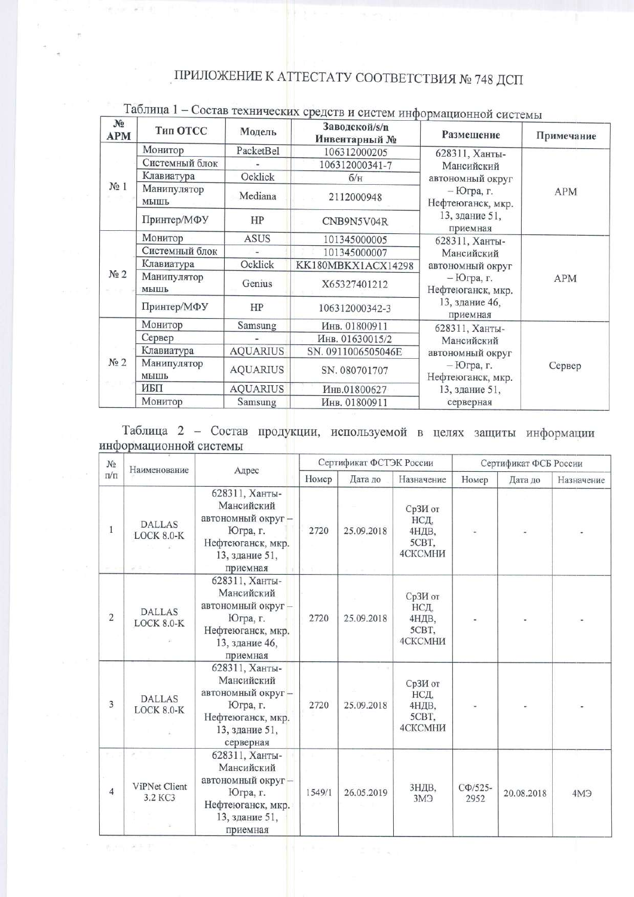## ПРИЛОЖЕНИЕ К АТТЕСТАТУ СООТВЕТСТВИЯ № 748 ДСП

Таблица 1 – Состав технических средств и систем информационной системы

| № АРМ | Тип ОТСС | Модель | Заводской/s/n Инвентарный № | Размещение | Примечание |
|---|---|---|---|---|---|
| № 1 | Монитор | PacketBel | 106312000205 | 628311, Ханты-Мансийский автономный округ – Югра, г. Нефтеюганск, мкр. 13, здание 51, приемная | АРМ |
| | Системный блок | - | 106312000341-7 | | |
| | Клавиатура | Ocklick | б/н | | |
| | Манипулятор мышь | Mediana | 2112000948 | | |
| | Принтер/МФУ | HP | CNB9N5V04R | | |
| № 2 | Монитор | ASUS | 101345000005 | 628311, Ханты-Мансийский автономный округ – Югра, г. Нефтеюганск, мкр. 13, здание 46, приемная | АРМ |
| | Системный блок | - | 101345000007 | | |
| | Клавиатура | Ocklick | KK180MBKX1ACX14298 | | |
| | Манипулятор мышь | Genius | X65327401212 | | |
| | Принтер/МФУ | HP | 106312000342-3 | | |
| № 2 | Монитор | Samsung | Инв. 01800911 | 628311, Ханты-Мансийский автономный округ – Югра, г. Нефтеюганск, мкр. 13, здание 51, серверная | Сервер |
| | Сервер | - | Инв. 01630015/2 | | |
| | Клавиатура | AQUARIUS | SN. 0911006505046E | | |
| | Манипулятор мышь | AQUARIUS | SN. 080701707 | | |
| | ИБП | AQUARIUS | Инв.01800627 | | |
| | Монитор | Samsung | Инв. 01800911 | | |

Таблица 2 – Состав продукции, используемой в целях защиты информации информационной системы

| № п/п | Наименование | Адрес | Сертификат ФСТЭК России | | | Сертификат ФСБ России | | |
|---|---|---|---|---|---|---|---|---|
| | | | Номер | Дата до | Назначение | Номер | Дата до | Назначение |
| 1 | DALLAS LOCK 8.0-K | 628311, Ханты-Мансийский автономный округ – Югра, г. Нефтеюганск, мкр. 13, здание 51, приемная | 2720 | 25.09.2018 | СрЗИ от НСД, 4НДВ, 5СВТ, 4СКСМНИ | - | - | - |
| 2 | DALLAS LOCK 8.0-K | 628311, Ханты-Мансийский автономный округ – Югра, г. Нефтеюганск, мкр. 13, здание 46, приемная | 2720 | 25.09.2018 | СрЗИ от НСД, 4НДВ, 5СВТ, 4СКСМНИ | - | - | - |
| 3 | DALLAS LOCK 8.0-K | 628311, Ханты-Мансийский автономный округ – Югра, г. Нефтеюганск, мкр. 13, здание 51, серверная | 2720 | 25.09.2018 | СрЗИ от НСД, 4НДВ, 5СВТ, 4СКСМНИ | - | - | - |
| 4 | ViPNet Client 3.2 КС3 | 628311, Ханты-Мансийский автономный округ – Югра, г. Нефтеюганск, мкр. 13, здание 51, приемная | 1549/1 | 26.05.2019 | 3НДВ, 3МЭ | СФ/525-2952 | 20.08.2018 | 4МЭ |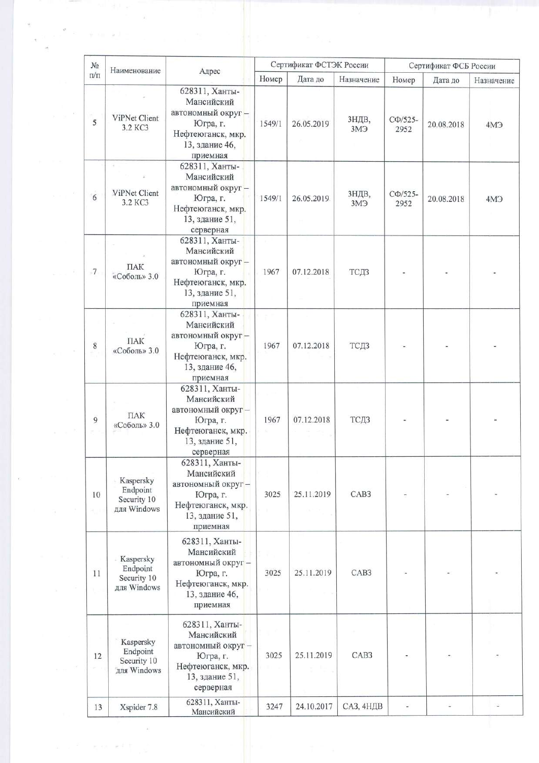| № п/п | Наименование | Адрес | Сертификат ФСТЭК России | | | Сертификат ФСБ России | | |
|---|---|---|---|---|---|---|---|---|
| | | | Номер | Дата до | Назначение | Номер | Дата до | Назначение |
| 5 | ViPNet Client 3.2 КС3 | 628311, Ханты-Мансийский автономный округ – Югра, г. Нефтеюганск, мкр. 13, здание 46, приемная | 1549/1 | 26.05.2019 | 3НДВ, 3МЭ | СФ/525-2952 | 20.08.2018 | 4МЭ |
| 6 | ViPNet Client 3.2 КС3 | 628311, Ханты-Мансийский автономный округ – Югра, г. Нефтеюганск, мкр. 13, здание 51, серверная | 1549/1 | 26.05.2019 | 3НДВ, 3МЭ | СФ/525-2952 | 20.08.2018 | 4МЭ |
| 7 | ПАК «Соболь» 3.0 | 628311, Ханты-Мансийский автономный округ – Югра, г. Нефтеюганск, мкр. 13, здание 51, приемная | 1967 | 07.12.2018 | ТСДЗ | - | - | - |
| 8 | ПАК «Соболь» 3.0 | 628311, Ханты-Мансийский автономный округ – Югра, г. Нефтеюганск, мкр. 13, здание 46, приемная | 1967 | 07.12.2018 | ТСДЗ | - | - | - |
| 9 | ПАК «Соболь» 3.0 | 628311, Ханты-Мансийский автономный округ – Югра, г. Нефтеюганск, мкр. 13, здание 51, серверная | 1967 | 07.12.2018 | ТСДЗ | - | - | - |
| 10 | Kaspersky Endpoint Security 10 для Windows | 628311, Ханты-Мансийский автономный округ – Югра, г. Нефтеюганск, мкр. 13, здание 51, приемная | 3025 | 25.11.2019 | САВЗ | - | - | - |
| 11 | Kaspersky Endpoint Security 10 для Windows | 628311, Ханты-Мансийский автономный округ – Югра, г. Нефтеюганск, мкр. 13, здание 46, приемная | 3025 | 25.11.2019 | САВЗ | - | - | - |
| 12 | Kaspersky Endpoint Security 10 для Windows | 628311, Ханты-Мансийский автономный округ – Югра, г. Нефтеюганск, мкр. 13, здание 51, серверная | 3025 | 25.11.2019 | САВЗ | - | - | - |
| 13 | Xspider 7.8 | 628311, Ханты-Мансийский | 3247 | 24.10.2017 | САЗ, 4НДВ | - | - | - |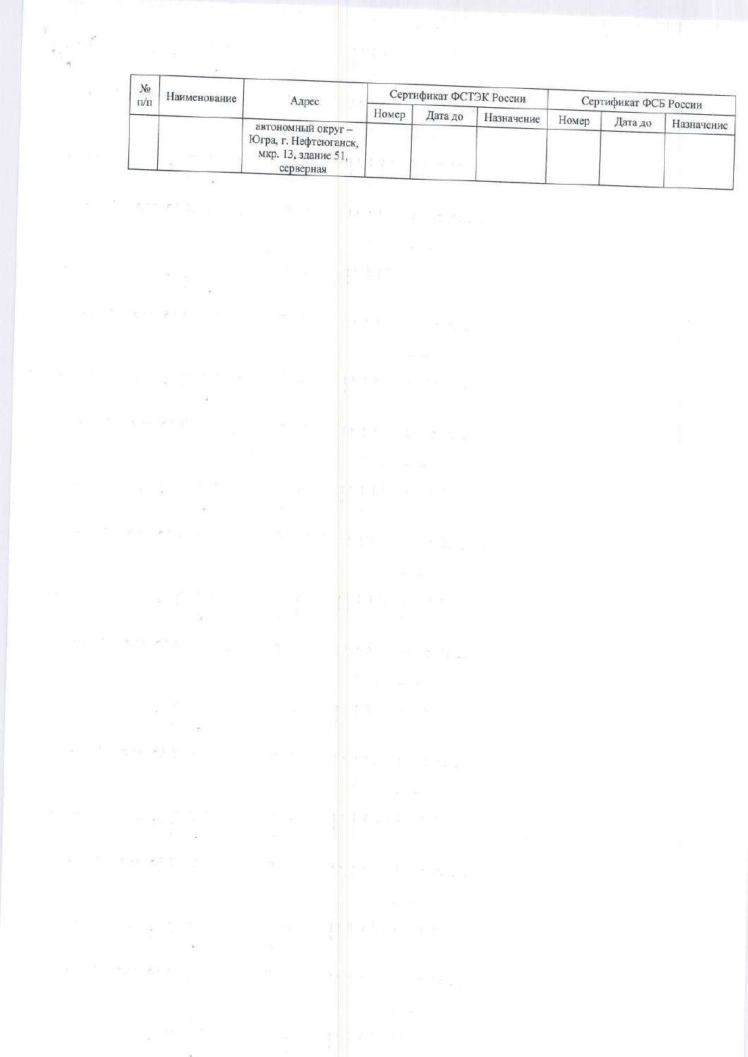| № п/п | Наименование | Адрес | Сертификат ФСТЭК России | | | Сертификат ФСБ России | | |
|---|---|---|---|---|---|---|---|---|
| | | | Номер | Дата до | Назначение | Номер | Дата до | Назначение |
| | | автономный округ – Югра, г. Нефтеюганск, мкр. 13, здание 51, серверная | | | | | | |